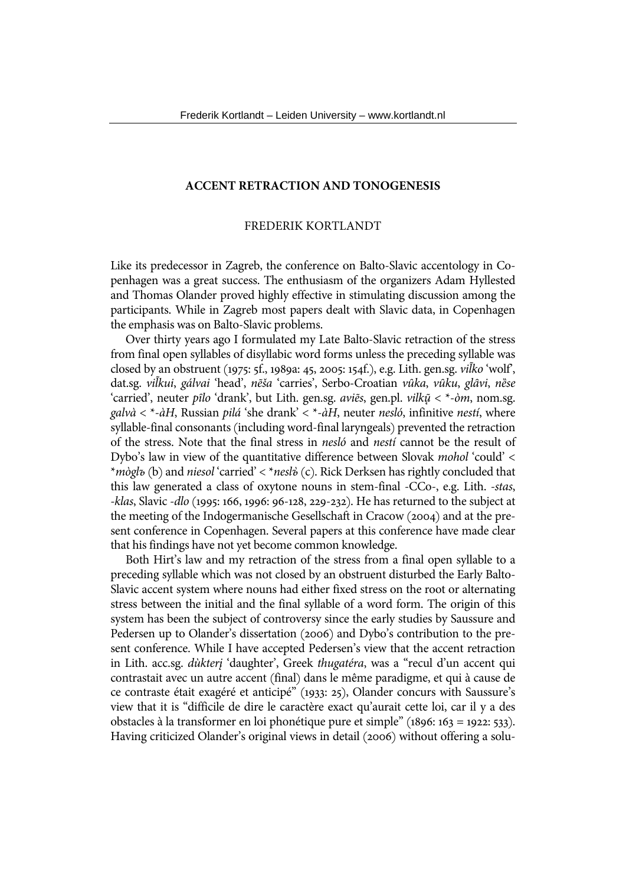# ACCENT RETRACTION AND TONOGENESIS

FREDERIK KORTLANDT

Like its predecessor in Zagreb, the conference on Balto-Slavic accentology in Copenhagen was a great success. The enthusiasm of the organizers Adam Hyllested and Thomas Olander proved highly effective in stimulating discussion among the participants. While in Zagreb most papers dealt with Slavic data, in Copenhagen the emphasis was on Balto-Slavic problems.

Over thirty years ago I formulated my Late Balto-Slavic retraction of the stress from final open syllables of disyllabic word forms unless the preceding syllable was closed by an obstruent (1975: 5f., 1989a: 45, 2005: 154f.), e.g. Lith. gen.sg. *vil̃ko* 'wolf', dat.sg. *vil̃kui*, *gálvai* 'head', *nẽša* 'carries', Serbo-Croatian *vȗka*, *vȗku*, *glȃvi*, *nȅse* 'carried', neuter *pȋlo* 'drank', but Lith. gen.sg. *aviẽs*, gen.pl. *vilkų̃* < \*-*òm*, nom.sg. *galvà* < \*-*àH*, Russian *pilá* 'she drank' < \*-*àH*, neuter *nesló*, infinitive *nestí*, where syllable-final consonants (including word-final laryngeals) prevented the retraction of the stress. Note that the final stress in *nesló* and *nestí* cannot be the result of Dybo's law in view of the quantitative difference between Slovak *mohol* 'could' < \**mòglъ* (b) and *niesol* 'carried' < \**neslъ̀* (c). Rick Derksen has rightly concluded that this law generated a class of oxytone nouns in stem-final -CCo-, e.g. Lith. -*stas*, -*klas*, Slavic -*dlo* (1995: 166, 1996: 96-128, 229-232). He has returned to the subject at the meeting of the Indogermanische Gesellschaft in Cracow (2004) and at the present conference in Copenhagen. Several papers at this conference have made clear that his findings have not yet become common knowledge.

Both Hirt's law and my retraction of the stress from a final open syllable to a preceding syllable which was not closed by an obstruent disturbed the Early Balto-Slavic accent system where nouns had either fixed stress on the root or alternating stress between the initial and the final syllable of a word form. The origin of this system has been the subject of controversy since the early studies by Saussure and Pedersen up to Olander's dissertation (2006) and Dybo's contribution to the present conference. While I have accepted Pedersen's view that the accent retraction in Lith. acc.sg. *dùkterį* 'daughter', Greek *thugatéra*, was a "recul d'un accent qui contrastait avec un autre accent (final) dans le même paradigme, et qui à cause de ce contraste était exagéré et anticipé" (1933: 25), Olander concurs with Saussure's view that it is "difficile de dire le caractère exact qu'aurait cette loi, car il y a des obstacles à la transformer en loi phonétique pure et simple" (1896: 163 = 1922: 533). Having criticized Olander's original views in detail (2006) without offering a solu-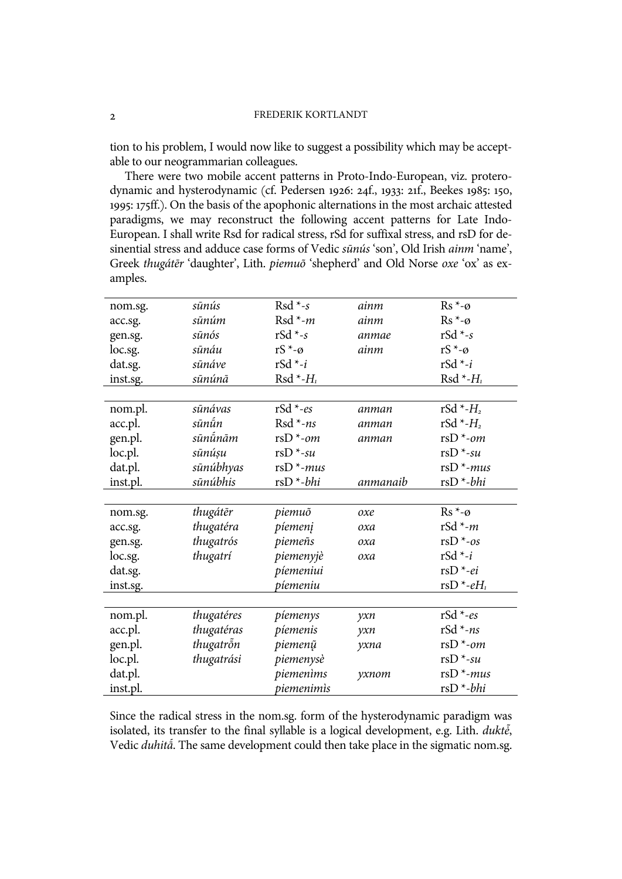tion to his problem, I would now like to suggest a possibility which may be acceptable to our neogrammarian colleagues.

There were two mobile accent patterns in Proto-Indo-European, viz. proterodynamic and hysterodynamic (cf. Pedersen 1926: 24f., 1933: 21f., Beekes 1985: 150, 1995: 175ff.). On the basis of the apophonic alternations in the most archaic attested paradigms, we may reconstruct the following accent patterns for Late Indo-European. I shall write Rsd for radical stress, rSd for suffixal stress, and rsD for desinential stress and adduce case forms of Vedic *sūnús* 'son', Old Irish *ainm* 'name', Greek *thugátēr* 'daughter', Lith. *piemuõ* 'shepherd' and Old Norse *oxe* 'ox' as examples.

| | | | | |
|---|---|---|---|---|
| nom.sg. | *sūnús* | Rsd *-*s* | *ainm* | Rs *-ø |
| acc.sg. | *sūnúm* | Rsd *-*m* | *ainm* | Rs *-ø |
| gen.sg. | *sūnós* | rSd *-*s* | *anmae* | rSd *-*s* |
| loc.sg. | *sūnáu* | rS *-ø | *ainm* | rS *-ø |
| dat.sg. | *sūnáve* | rSd *-*i* | | rSd *-*i* |
| inst.sg. | *sūnúnā* | Rsd *-$H_1$ | | Rsd *-$H_1$ |
| nom.pl. | *sūnávas* | rSd *-*es* | *anman* | rSd *-$H_2$ |
| acc.pl. | *sūnū́n* | Rsd *-*ns* | *anman* | rSd *-$H_2$ |
| gen.pl. | *sūnū́nām* | rsD *-*om* | *anman* | rsD *-*om* |
| loc.pl. | *sūnúṣu* | rsD *-*su* | | rsD *-*su* |
| dat.pl. | *sūnúbhyas* | rsD *-*mus* | | rsD *-*mus* |
| inst.pl. | *sūnúbhis* | rsD *-*bhi* | *anmanaib* | rsD *-*bhi* |
| nom.sg. | *thugátēr* | *piemuõ* | *oxe* | Rs *-ø |
| acc.sg. | *thugatéra* | *píemenį* | *oxa* | rSd *-*m* |
| gen.sg. | *thugatrós* | *piemeñs* | *oxa* | rsD *-*os* |
| loc.sg. | *thugatrí* | *piemenyjè* | *oxa* | rSd *-*i* |
| dat.sg. | | *píemeniui* | | rsD *-*ei* |
| inst.sg. | | *píemeniu* | | rsD *-*e*$H_1$ |
| nom.pl. | *thugatéres* | *píemenys* | *yxn* | rSd *-*es* |
| acc.pl. | *thugatéras* | *píemenis* | *yxn* | rSd *-*ns* |
| gen.pl. | *thugatrõn* | *piemenų̃* | *yxna* | rsD *-*om* |
| loc.pl. | *thugatrási* | *piemenysè* | | rsD *-*su* |
| dat.pl. | | *piemenìms* | *yxnom* | rsD *-*mus* |
| inst.pl. | | *piemenimìs* | | rsD *-*bhi* |

Since the radical stress in the nom.sg. form of the hysterodynamic paradigm was isolated, its transfer to the final syllable is a logical development, e.g. Lith. *duktė̃*, Vedic *duhitā́*. The same development could then take place in the sigmatic nom.sg.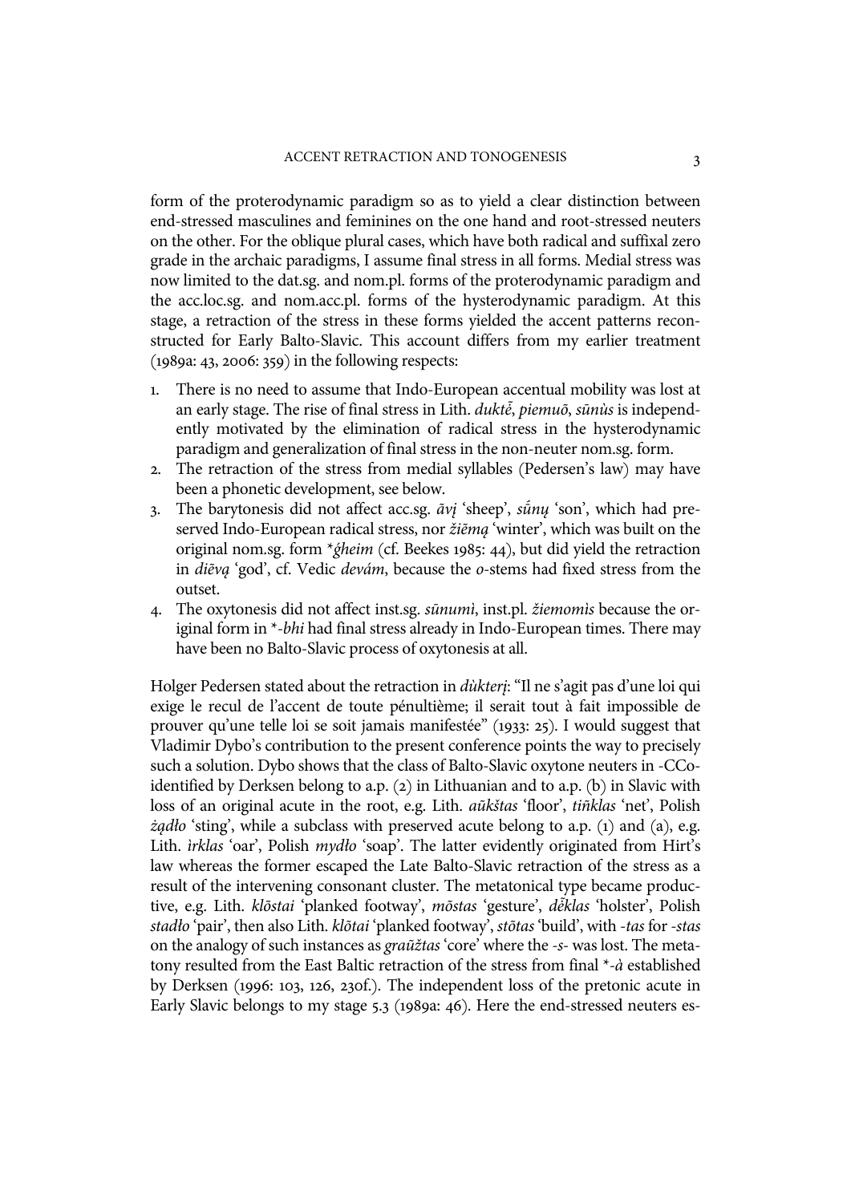form of the proterodynamic paradigm so as to yield a clear distinction between end-stressed masculines and feminines on the one hand and root-stressed neuters on the other. For the oblique plural cases, which have both radical and suffixal zero grade in the archaic paradigms, I assume final stress in all forms. Medial stress was now limited to the dat.sg. and nom.pl. forms of the proterodynamic paradigm and the acc.loc.sg. and nom.acc.pl. forms of the hysterodynamic paradigm. At this stage, a retraction of the stress in these forms yielded the accent patterns reconstructed for Early Balto-Slavic. This account differs from my earlier treatment (1989a: 43, 2006: 359) in the following respects:

1. There is no need to assume that Indo-European accentual mobility was lost at an early stage. The rise of final stress in Lith. *duktė̃*, *piemuõ*, *sūnùs* is independently motivated by the elimination of radical stress in the hysterodynamic paradigm and generalization of final stress in the non-neuter nom.sg. form.
2. The retraction of the stress from medial syllables (Pedersen's law) may have been a phonetic development, see below.
3. The barytonesis did not affect acc.sg. *ãvį* 'sheep', *sū́nų* 'son', which had preserved Indo-European radical stress, nor *žiẽmą* 'winter', which was built on the original nom.sg. form *\*ǵheim* (cf. Beekes 1985: 44), but did yield the retraction in *diẽvą* 'god', cf. Vedic *devám*, because the *o*-stems had fixed stress from the outset.
4. The oxytonesis did not affect inst.sg. *sūnumì*, inst.pl. *žiemomìs* because the original form in *\*-bhi* had final stress already in Indo-European times. There may have been no Balto-Slavic process of oxytonesis at all.

Holger Pedersen stated about the retraction in *dùkterį*: "Il ne s'agit pas d'une loi qui exige le recul de l'accent de toute pénultième; il serait tout à fait impossible de prouver qu'une telle loi se soit jamais manifestée" (1933: 25). I would suggest that Vladimir Dybo's contribution to the present conference points the way to precisely such a solution. Dybo shows that the class of Balto-Slavic oxytone neuters in -CCo- identified by Derksen belong to a.p. (2) in Lithuanian and to a.p. (b) in Slavic with loss of an original acute in the root, e.g. Lith. *aũkštas* 'floor', *tiñklas* 'net', Polish *żądło* 'sting', while a subclass with preserved acute belong to a.p. (1) and (a), e.g. Lith. *ìrklas* 'oar', Polish *mydło* 'soap'. The latter evidently originated from Hirt's law whereas the former escaped the Late Balto-Slavic retraction of the stress as a result of the intervening consonant cluster. The metatonical type became productive, e.g. Lith. *klõstai* 'planked footway', *mõstas* 'gesture', *dė̃klas* 'holster', Polish *stadło* 'pair', then also Lith. *klõtai* 'planked footway', *stõtas* 'build', with *-tas* for *-stas* on the analogy of such instances as *graũžtas* 'core' where the *-s-* was lost. The metatony resulted from the East Baltic retraction of the stress from final *\*-à* established by Derksen (1996: 103, 126, 230f.). The independent loss of the pretonic acute in Early Slavic belongs to my stage 5.3 (1989a: 46). Here the end-stressed neuters es-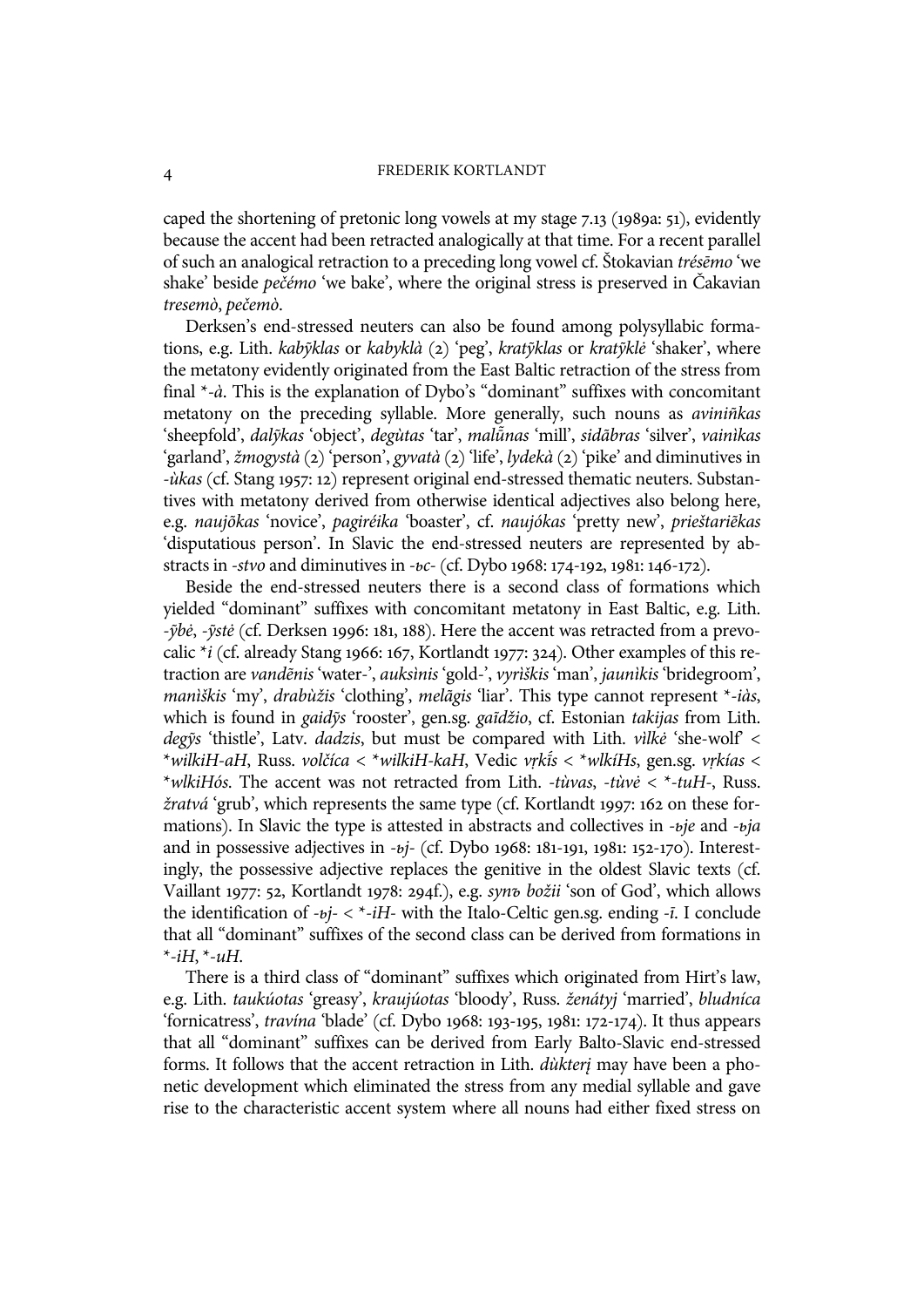caped the shortening of pretonic long vowels at my stage 7.13 (1989a: 51), evidently because the accent had been retracted analogically at that time. For a recent parallel of such an analogical retraction to a preceding long vowel cf. Štokavian *trésēmo* 'we shake' beside *pečémo* 'we bake', where the original stress is preserved in Čakavian *tresemò*, *pečemò*.

Derksen's end-stressed neuters can also be found among polysyllabic formations, e.g. Lith. *kabỹklas* or *kabyklà* (2) 'peg', *kratỹklas* or *kratỹklė* 'shaker', where the metatony evidently originated from the East Baltic retraction of the stress from final *-*à*. This is the explanation of Dybo's "dominant" suffixes with concomitant metatony on the preceding syllable. More generally, such nouns as *aviniñkas* 'sheepfold', *dalỹkas* 'object', *degùtas* 'tar', *malū̃nas* 'mill', *sidābras* 'silver', *vainìkas* 'garland', *žmogystà* (2) 'person', *gyvatà* (2) 'life', *lydekà* (2) 'pike' and diminutives in *-ùkas* (cf. Stang 1957: 12) represent original end-stressed thematic neuters. Substantives with metatony derived from otherwise identical adjectives also belong here, e.g. *naujõkas* 'novice', *pagiréika* 'boaster', cf. *naujókas* 'pretty new', *prieštariẽkas* 'disputatious person'. In Slavic the end-stressed neuters are represented by abstracts in *-stvo* and diminutives in *-ьc-* (cf. Dybo 1968: 174-192, 1981: 146-172).

Beside the end-stressed neuters there is a second class of formations which yielded "dominant" suffixes with concomitant metatony in East Baltic, e.g. Lith. *-ỹbė*, *-ỹstė* (cf. Derksen 1996: 181, 188). Here the accent was retracted from a prevocalic **i* (cf. already Stang 1966: 167, Kortlandt 1977: 324). Other examples of this retraction are *vandẽnis* 'water-', *auksìnis* 'gold-', *vyrìškis* 'man', *jaunìkis* 'bridegroom', *manìškis* 'my', *drabùžis* 'clothing', *melãgis* 'liar'. This type cannot represent *-*iàs*, which is found in *gaidỹs* 'rooster', gen.sg. *gaĩdžio*, cf. Estonian *takijas* from Lith. *degỹs* 'thistle', Latv. *dadzis*, but must be compared with Lith. *vìlkė* 'she-wolf' < *\*wilkiH-aH*, Russ. *volčíca* < *\*wilkiH-kaH*, Vedic *vṛkī́s* < *\*wlkíHs*, gen.sg. *vṛkías* < *\*wlkiHós*. The accent was not retracted from Lith. *-tùvas*, *-tùvė* < *-*tuH-*, Russ. *žratvá* 'grub', which represents the same type (cf. Kortlandt 1997: 162 on these formations). In Slavic the type is attested in abstracts and collectives in *-ьje* and *-ьja* and in possessive adjectives in *-ьj-* (cf. Dybo 1968: 181-191, 1981: 152-170). Interestingly, the possessive adjective replaces the genitive in the oldest Slavic texts (cf. Vaillant 1977: 52, Kortlandt 1978: 294f.), e.g. *synъ božii* 'son of God', which allows the identification of *-ьj-* < *-*iH-* with the Italo-Celtic gen.sg. ending *-ī*. I conclude that all "dominant" suffixes of the second class can be derived from formations in *-*iH*, *-*uH*.

There is a third class of "dominant" suffixes which originated from Hirt's law, e.g. Lith. *taukúotas* 'greasy', *kraujúotas* 'bloody', Russ. *ženátyj* 'married', *bludníca* 'fornicatress', *travína* 'blade' (cf. Dybo 1968: 193-195, 1981: 172-174). It thus appears that all "dominant" suffixes can be derived from Early Balto-Slavic end-stressed forms. It follows that the accent retraction in Lith. *dùkterį* may have been a phonetic development which eliminated the stress from any medial syllable and gave rise to the characteristic accent system where all nouns had either fixed stress on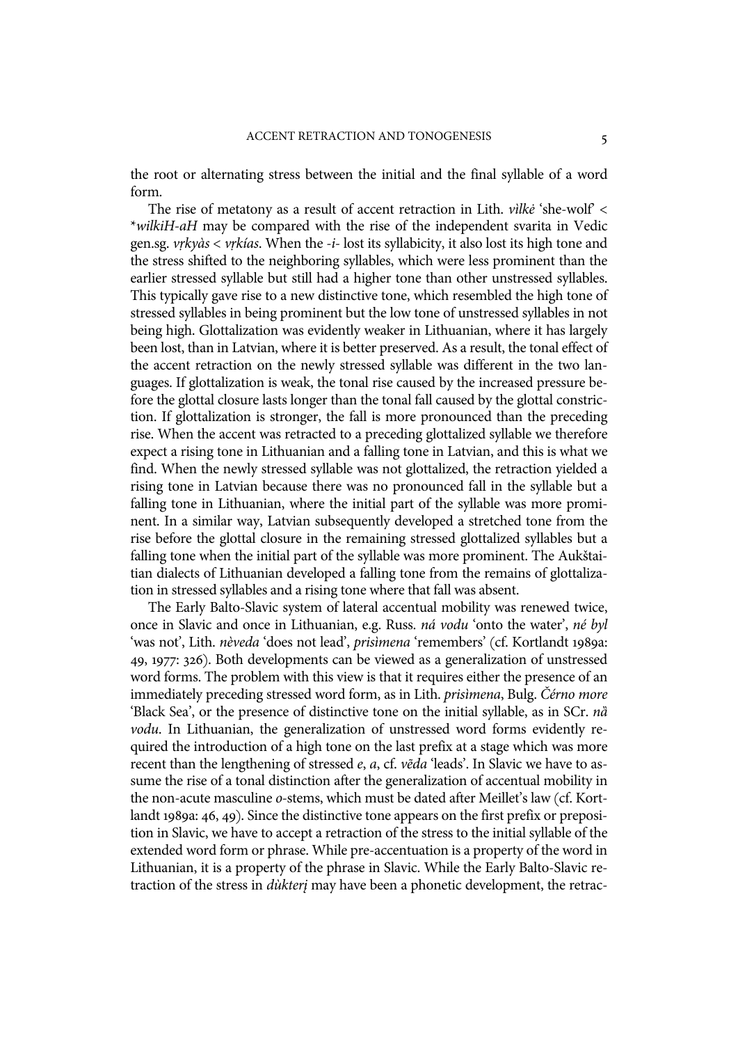the root or alternating stress between the initial and the final syllable of a word form.

The rise of metatony as a result of accent retraction in Lith. *vìlkė* 'she-wolf' < *\*wilkiH-aH* may be compared with the rise of the independent svarita in Vedic gen.sg. *vṛkyàs* < *vṛkías*. When the *-i-* lost its syllabicity, it also lost its high tone and the stress shifted to the neighboring syllables, which were less prominent than the earlier stressed syllable but still had a higher tone than other unstressed syllables. This typically gave rise to a new distinctive tone, which resembled the high tone of stressed syllables in being prominent but the low tone of unstressed syllables in not being high. Glottalization was evidently weaker in Lithuanian, where it has largely been lost, than in Latvian, where it is better preserved. As a result, the tonal effect of the accent retraction on the newly stressed syllable was different in the two languages. If glottalization is weak, the tonal rise caused by the increased pressure before the glottal closure lasts longer than the tonal fall caused by the glottal constriction. If glottalization is stronger, the fall is more pronounced than the preceding rise. When the accent was retracted to a preceding glottalized syllable we therefore expect a rising tone in Lithuanian and a falling tone in Latvian, and this is what we find. When the newly stressed syllable was not glottalized, the retraction yielded a rising tone in Latvian because there was no pronounced fall in the syllable but a falling tone in Lithuanian, where the initial part of the syllable was more prominent. In a similar way, Latvian subsequently developed a stretched tone from the rise before the glottal closure in the remaining stressed glottalized syllables but a falling tone when the initial part of the syllable was more prominent. The Aukštaitian dialects of Lithuanian developed a falling tone from the remains of glottalization in stressed syllables and a rising tone where that fall was absent.

The Early Balto-Slavic system of lateral accentual mobility was renewed twice, once in Slavic and once in Lithuanian, e.g. Russ. *ná vodu* 'onto the water', *né byl* 'was not', Lith. *nèveda* 'does not lead', *prisìmena* 'remembers' (cf. Kortlandt 1989a: 49, 1977: 326). Both developments can be viewed as a generalization of unstressed word forms. The problem with this view is that it requires either the presence of an immediately preceding stressed word form, as in Lith. *prisìmena*, Bulg. *Čérno more* 'Black Sea', or the presence of distinctive tone on the initial syllable, as in SCr. *nȁ vodu*. In Lithuanian, the generalization of unstressed word forms evidently required the introduction of a high tone on the last prefix at a stage which was more recent than the lengthening of stressed *e*, *a*, cf. *vẽda* 'leads'. In Slavic we have to assume the rise of a tonal distinction after the generalization of accentual mobility in the non-acute masculine *o*-stems, which must be dated after Meillet's law (cf. Kortlandt 1989a: 46, 49). Since the distinctive tone appears on the first prefix or preposition in Slavic, we have to accept a retraction of the stress to the initial syllable of the extended word form or phrase. While pre-accentuation is a property of the word in Lithuanian, it is a property of the phrase in Slavic. While the Early Balto-Slavic retraction of the stress in *dùkterį* may have been a phonetic development, the retrac-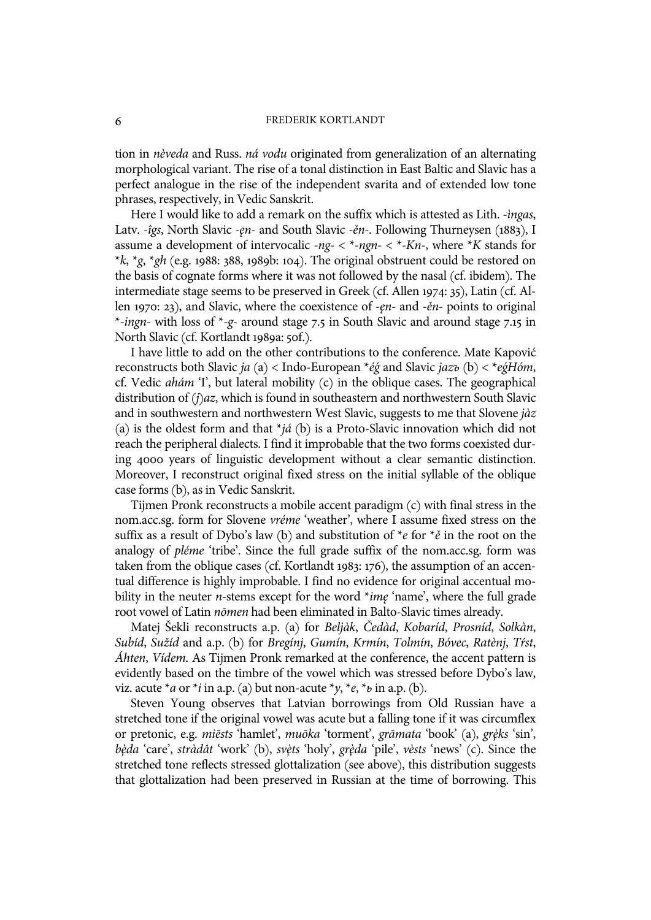tion in *nèveda* and Russ. *ná vodu* originated from generalization of an alternating morphological variant. The rise of a tonal distinction in East Baltic and Slavic has a perfect analogue in the rise of the independent svarita and of extended low tone phrases, respectively, in Vedic Sanskrit.

Here I would like to add a remark on the suffix which is attested as Lith. *-ìngas*, Latv. *-îgs*, North Slavic *-ęn-* and South Slavic *-ěn-*. Following Thurneysen (1883), I assume a development of intervocalic *-ng-* < \**-ngn-* < \**-Kn-*, where \**K* stands for \**k*, \**g*, \**gh* (e.g. 1988: 388, 1989b: 104). The original obstruent could be restored on the basis of cognate forms where it was not followed by the nasal (cf. ibidem). The intermediate stage seems to be preserved in Greek (cf. Allen 1974: 35), Latin (cf. Allen 1970: 23), and Slavic, where the coexistence of *-ęn-* and *-ěn-* points to original \**-ingn-* with loss of \**-g-* around stage 7.5 in South Slavic and around stage 7.15 in North Slavic (cf. Kortlandt 1989a: 50f.).

I have little to add on the other contributions to the conference. Mate Kapović reconstructs both Slavic *ja* (a) < Indo-European \**éǵ* and Slavic *jazъ* (b) < \**eǵHóm*, cf. Vedic *ahám* 'I', but lateral mobility (c) in the oblique cases. The geographical distribution of *(j)az*, which is found in southeastern and northwestern South Slavic and in southwestern and northwestern West Slavic, suggests to me that Slovene *jàz* (a) is the oldest form and that \**já* (b) is a Proto-Slavic innovation which did not reach the peripheral dialects. I find it improbable that the two forms coexisted during 4000 years of linguistic development without a clear semantic distinction. Moreover, I reconstruct original fixed stress on the initial syllable of the oblique case forms (b), as in Vedic Sanskrit.

Tijmen Pronk reconstructs a mobile accent paradigm (c) with final stress in the nom.acc.sg. form for Slovene *vréme* 'weather', where I assume fixed stress on the suffix as a result of Dybo's law (b) and substitution of \**e* for \**ě* in the root on the analogy of *pléme* 'tribe'. Since the full grade suffix of the nom.acc.sg. form was taken from the oblique cases (cf. Kortlandt 1983: 176), the assumption of an accentual difference is highly improbable. I find no evidence for original accentual mobility in the neuter *n*-stems except for the word \**imę* 'name', where the full grade root vowel of Latin *nōmen* had been eliminated in Balto-Slavic times already.

Matej Šekli reconstructs a.p. (a) for *Beljàk*, *Čedàd*, *Kobaríd*, *Prosníd*, *Solkàn*, *Subíd*, *Sužíd* and a.p. (b) for *Bregínj*, *Gumín*, *Krmín*, *Tolmín*, *Bóvec*, *Ratènj*, *Tŕst*, *Áhten*, *Vídem*. As Tijmen Pronk remarked at the conference, the accent pattern is evidently based on the timbre of the vowel which was stressed before Dybo's law, viz. acute \**a* or \**i* in a.p. (a) but non-acute \**y*, \**e*, \**ь* in a.p. (b).

Steven Young observes that Latvian borrowings from Old Russian have a stretched tone if the original vowel was acute but a falling tone if it was circumflex or pretonic, e.g. *miẽsts* 'hamlet', *muõka* 'torment', *grãmata* 'book' (a), *grę̀ks* 'sin', *bę̀da* 'care', *stràdât* 'work' (b), *svę̀ts* 'holy', *grę̀da* 'pile', *vèsts* 'news' (c). Since the stretched tone reflects stressed glottalization (see above), this distribution suggests that glottalization had been preserved in Russian at the time of borrowing. This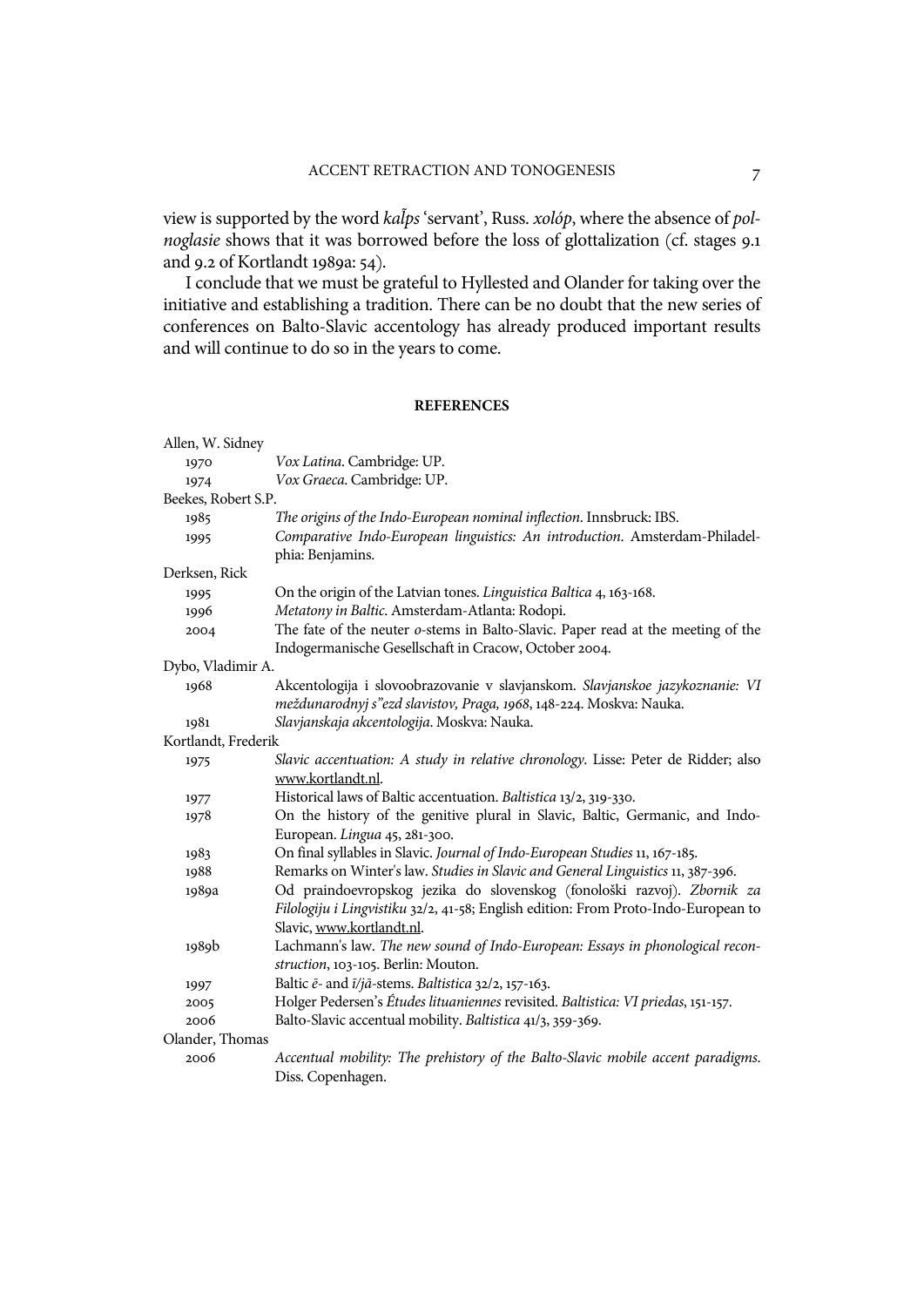view is supported by the word *kal̃ps* 'servant', Russ. *xolóp*, where the absence of *polnoglasie* shows that it was borrowed before the loss of glottalization (cf. stages 9.1 and 9.2 of Kortlandt 1989a: 54).

I conclude that we must be grateful to Hyllested and Olander for taking over the initiative and establishing a tradition. There can be no doubt that the new series of conferences on Balto-Slavic accentology has already produced important results and will continue to do so in the years to come.

## REFERENCES

Allen, W. Sidney

- 1970 *Vox Latina*. Cambridge: UP.
- 1974 *Vox Graeca*. Cambridge: UP.

Beekes, Robert S.P.

- 1985 *The origins of the Indo-European nominal inflection*. Innsbruck: IBS.
- 1995 *Comparative Indo-European linguistics: An introduction*. Amsterdam-Philadelphia: Benjamins.

Derksen, Rick

- 1995 On the origin of the Latvian tones. *Linguistica Baltica* 4, 163-168.
- 1996 *Metatony in Baltic*. Amsterdam-Atlanta: Rodopi.
- 2004 The fate of the neuter *o*-stems in Balto-Slavic. Paper read at the meeting of the Indogermanische Gesellschaft in Cracow, October 2004.

Dybo, Vladimir A.

- 1968 Akcentologija i slovoobrazovanie v slavjanskom. *Slavjanskoe jazykoznanie: VI meždunarodnyj s"ezd slavistov, Praga, 1968*, 148-224. Moskva: Nauka.
- 1981 *Slavjanskaja akcentologija*. Moskva: Nauka.

Kortlandt, Frederik

- 1975 *Slavic accentuation: A study in relative chronology*. Lisse: Peter de Ridder; also www.kortlandt.nl.
- 1977 Historical laws of Baltic accentuation. *Baltistica* 13/2, 319-330.
- 1978 On the history of the genitive plural in Slavic, Baltic, Germanic, and Indo-European. *Lingua* 45, 281-300.
- 1983 On final syllables in Slavic. *Journal of Indo-European Studies* 11, 167-185.
- 1988 Remarks on Winter's law. *Studies in Slavic and General Linguistics* 11, 387-396.
- 1989a Od praindoevropskog jezika do slovenskog (fonološki razvoj). *Zbornik za Filologiju i Lingvistiku* 32/2, 41-58; English edition: From Proto-Indo-European to Slavic, www.kortlandt.nl.
- 1989b Lachmann's law. *The new sound of Indo-European: Essays in phonological reconstruction*, 103-105. Berlin: Mouton.
- 1997 Baltic *ē*- and *ī/jā*-stems. *Baltistica* 32/2, 157-163.
- 2005 Holger Pedersen's *Études lituaniennes* revisited. *Baltistica: VI priedas*, 151-157.
- 2006 Balto-Slavic accentual mobility. *Baltistica* 41/3, 359-369.

Olander, Thomas

- 2006 *Accentual mobility: The prehistory of the Balto-Slavic mobile accent paradigms*. Diss. Copenhagen.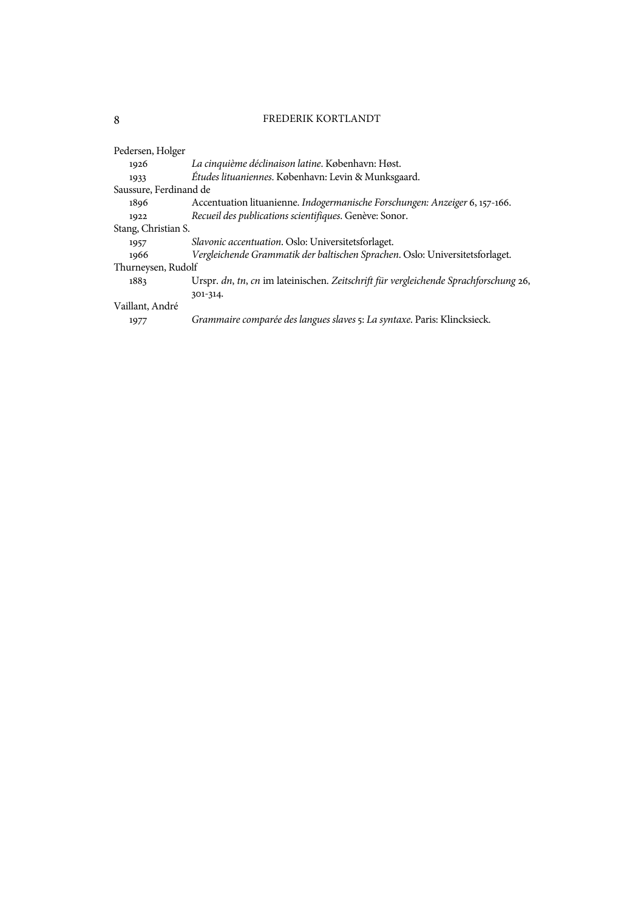Pedersen, Holger

1926 *La cinquième déclinaison latine*. København: Høst.

1933 *Études lituaniennes*. København: Levin & Munksgaard.

Saussure, Ferdinand de

1896 Accentuation lituanienne. *Indogermanische Forschungen: Anzeiger* 6, 157-166.

1922 *Recueil des publications scientifiques*. Genève: Sonor.

Stang, Christian S.

1957 *Slavonic accentuation*. Oslo: Universitetsforlaget.

1966 *Vergleichende Grammatik der baltischen Sprachen*. Oslo: Universitetsforlaget.

Thurneysen, Rudolf

1883 Urspr. *dn*, *tn*, *cn* im lateinischen. *Zeitschrift für vergleichende Sprachforschung* 26, 301-314.

Vaillant, André

1977 *Grammaire comparée des langues slaves* 5: *La syntaxe*. Paris: Klincksieck.